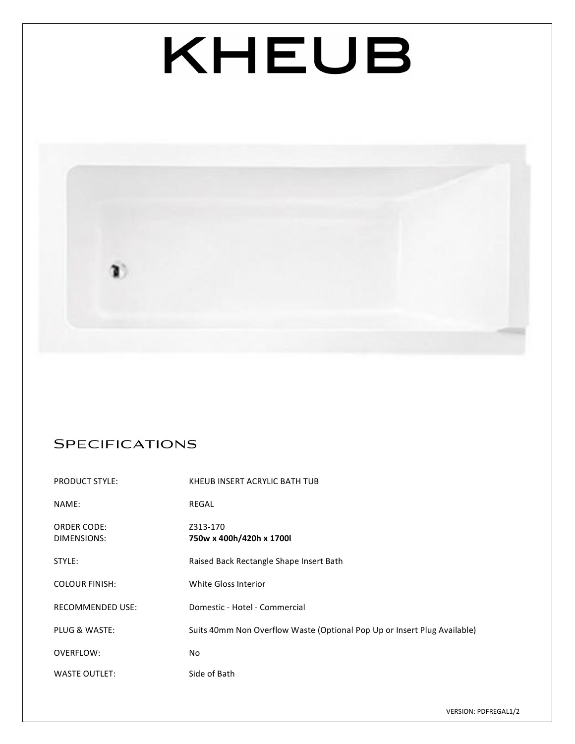# KHEUB

## Specifications

| | |
|---|---|
| PRODUCT STYLE: | KHEUB INSERT ACRYLIC BATH TUB |
| NAME: | REGAL |
| ORDER CODE: | Z313-170 |
| DIMENSIONS: | **750w x 400h/420h x 1700l** |
| STYLE: | Raised Back Rectangle Shape Insert Bath |
| COLOUR FINISH: | White Gloss Interior |
| RECOMMENDED USE: | Domestic - Hotel - Commercial |
| PLUG & WASTE: | Suits 40mm Non Overflow Waste (Optional Pop Up or Insert Plug Available) |
| OVERFLOW: | No |
| WASTE OUTLET: | Side of Bath |

VERSION: PDFREGAL1/2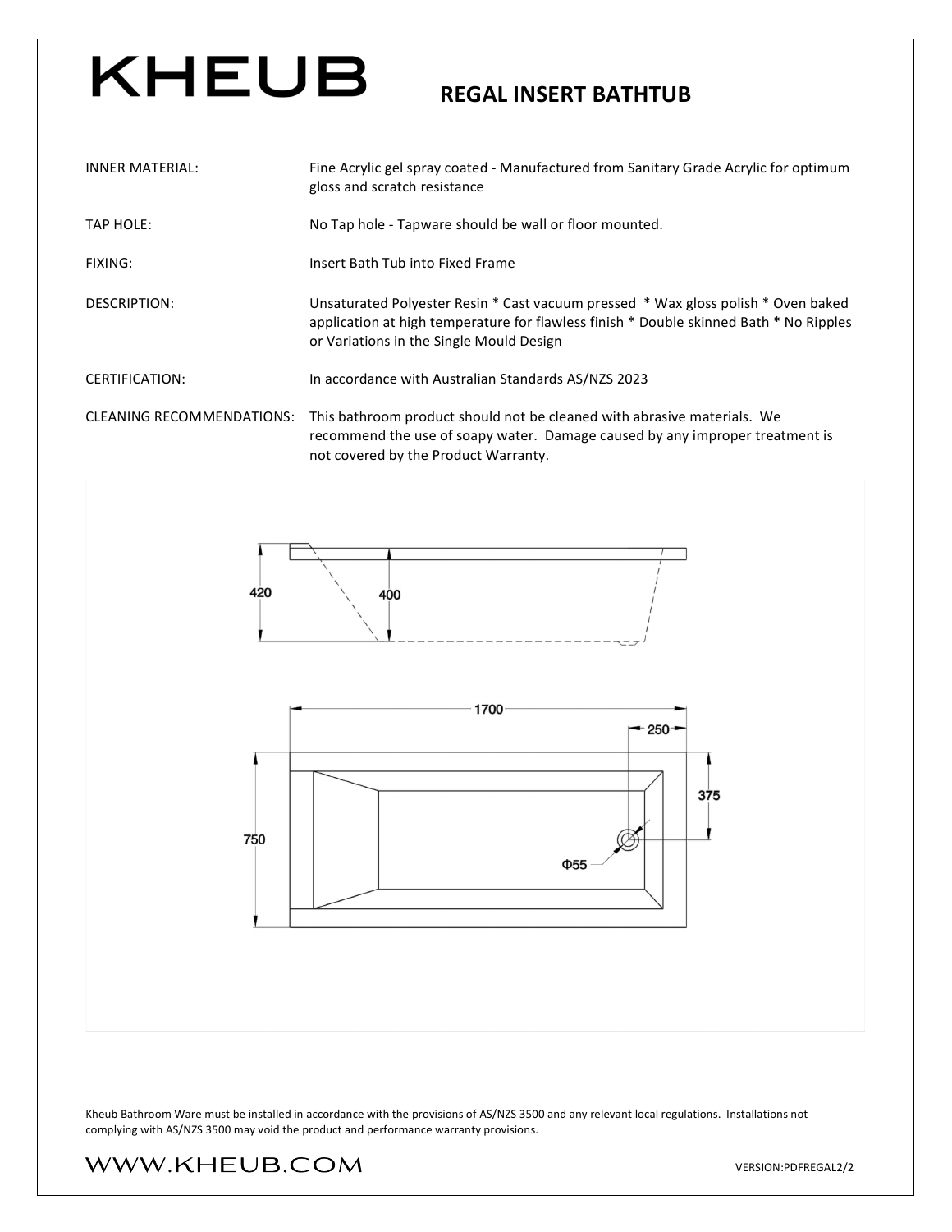# KHEUB

## REGAL INSERT BATHTUB

| | |
|---|---|
| INNER MATERIAL: | Fine Acrylic gel spray coated - Manufactured from Sanitary Grade Acrylic for optimum gloss and scratch resistance |
| TAP HOLE: | No Tap hole - Tapware should be wall or floor mounted. |
| FIXING: | Insert Bath Tub into Fixed Frame |
| DESCRIPTION: | Unsaturated Polyester Resin * Cast vacuum pressed * Wax gloss polish * Oven baked application at high temperature for flawless finish * Double skinned Bath * No Ripples or Variations in the Single Mould Design |
| CERTIFICATION: | In accordance with Australian Standards AS/NZS 2023 |
| CLEANING RECOMMENDATIONS: | This bathroom product should not be cleaned with abrasive materials. We recommend the use of soapy water. Damage caused by any improper treatment is not covered by the Product Warranty. |

420

400

1700

250

375

750

Φ55

Kheub Bathroom Ware must be installed in accordance with the provisions of AS/NZS 3500 and any relevant local regulations. Installations not complying with AS/NZS 3500 may void the product and performance warranty provisions.

WWW.KHEUB.COM

VERSION:PDFREGAL2/2